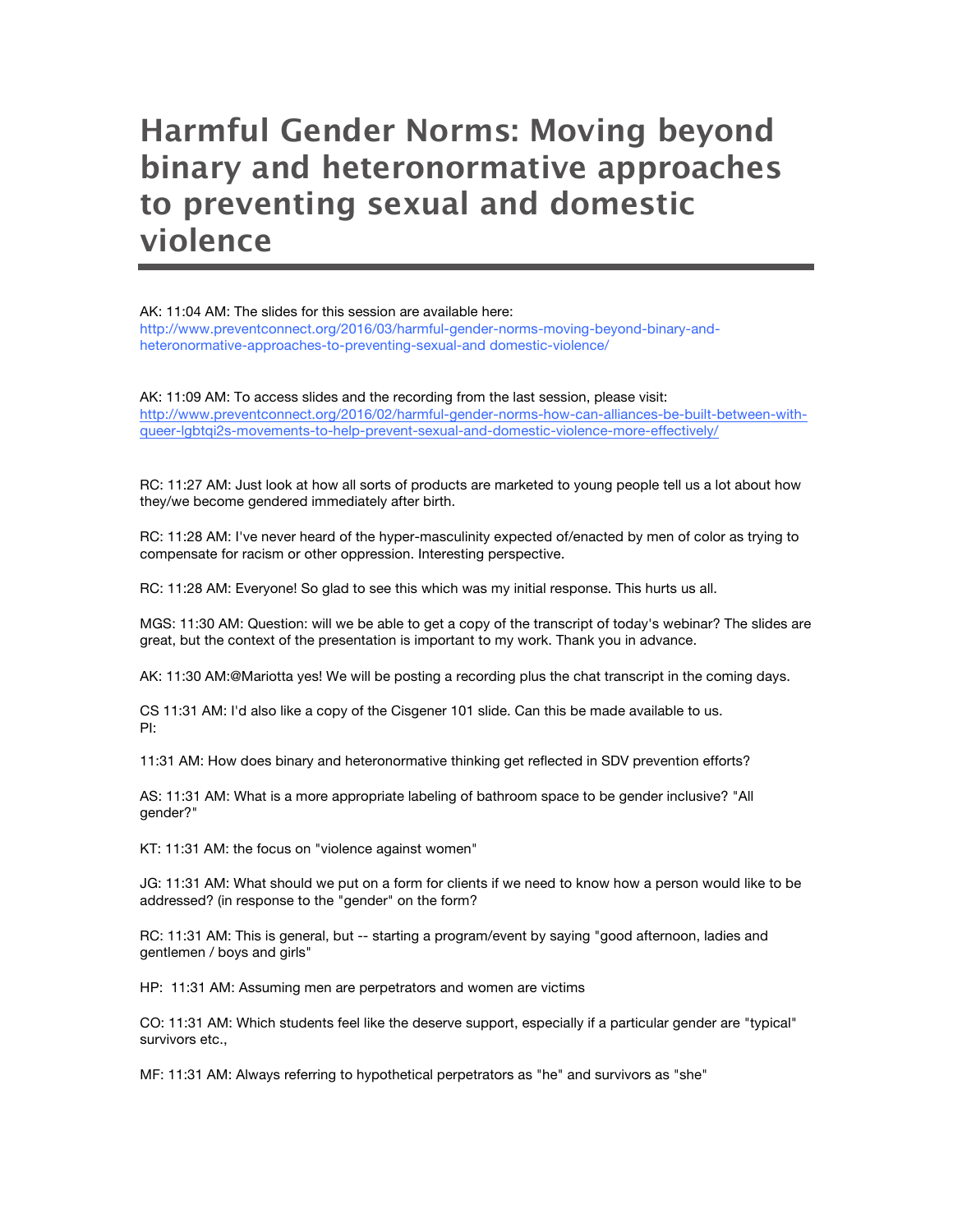# Harmful Gender Norms: Moving beyond binary and heteronormative approaches to preventing sexual and domestic violence

AK: 11:04 AM: The slides for this session are available here: http://www.preventconnect.org/2016/03/harmful-gender-norms-moving-beyond-binary-and-heteronormative-approaches-to-preventing-sexual-and domestic-violence/

AK: 11:09 AM: To access slides and the recording from the last session, please visit: http://www.preventconnect.org/2016/02/harmful-gender-norms-how-can-alliances-be-built-between-with-queer-lgbtqi2s-movements-to-help-prevent-sexual-and-domestic-violence-more-effectively/

RC: 11:27 AM: Just look at how all sorts of products are marketed to young people tell us a lot about how they/we become gendered immediately after birth.

RC: 11:28 AM: I've never heard of the hyper-masculinity expected of/enacted by men of color as trying to compensate for racism or other oppression. Interesting perspective.

RC: 11:28 AM: Everyone! So glad to see this which was my initial response. This hurts us all.

MGS: 11:30 AM: Question: will we be able to get a copy of the transcript of today's webinar? The slides are great, but the context of the presentation is important to my work. Thank you in advance.

AK: 11:30 AM:@Mariotta yes! We will be posting a recording plus the chat transcript in the coming days.

CS 11:31 AM: I'd also like a copy of the Cisgener 101 slide. Can this be made available to us.
PI:

11:31 AM: How does binary and heteronormative thinking get reflected in SDV prevention efforts?

AS: 11:31 AM: What is a more appropriate labeling of bathroom space to be gender inclusive? "All gender?"

KT: 11:31 AM: the focus on "violence against women"

JG: 11:31 AM: What should we put on a form for clients if we need to know how a person would like to be addressed? (in response to the "gender" on the form?

RC: 11:31 AM: This is general, but -- starting a program/event by saying "good afternoon, ladies and gentlemen / boys and girls"

HP: 11:31 AM: Assuming men are perpetrators and women are victims

CO: 11:31 AM: Which students feel like the deserve support, especially if a particular gender are "typical" survivors etc.,

MF: 11:31 AM: Always referring to hypothetical perpetrators as "he" and survivors as "she"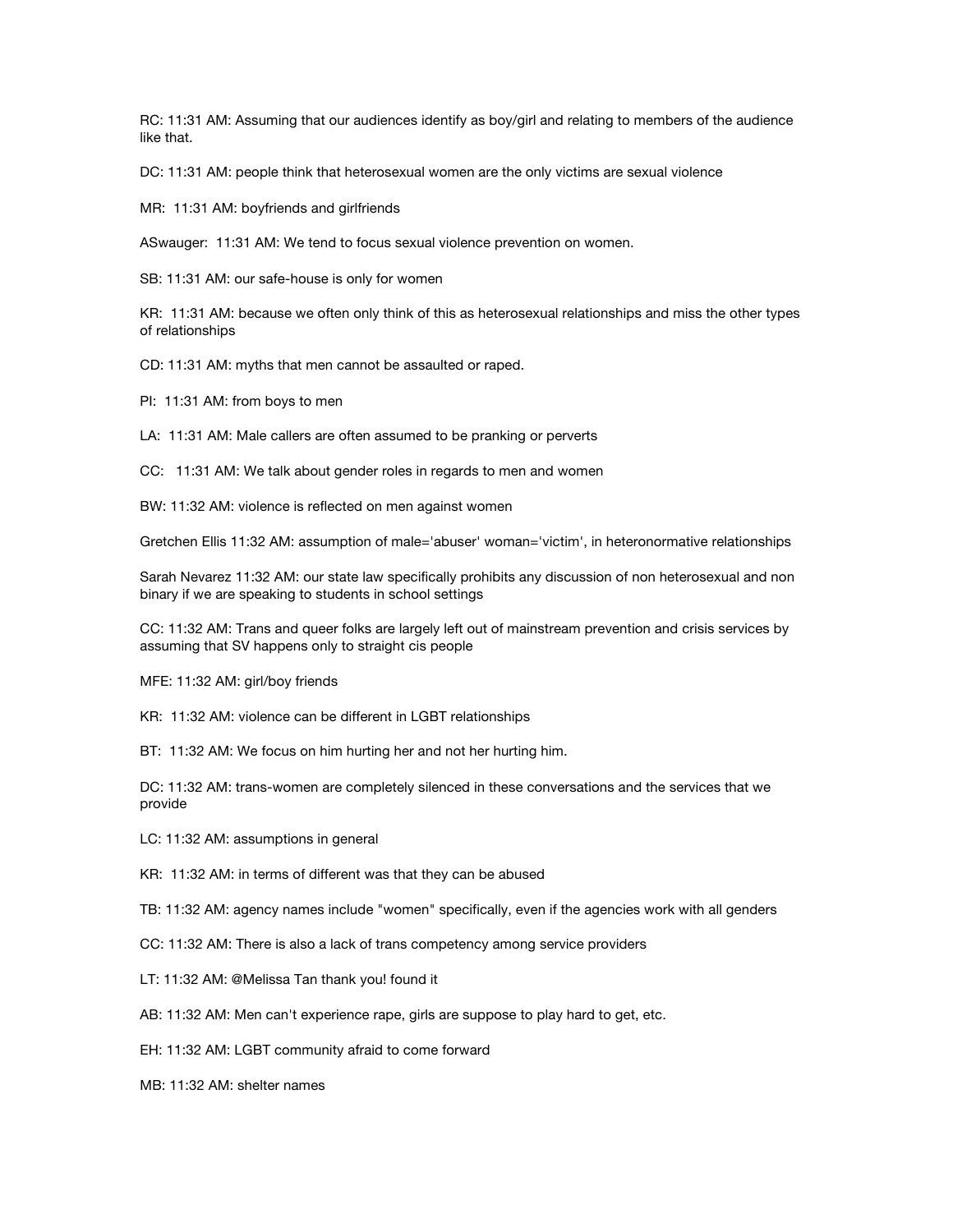RC: 11:31 AM: Assuming that our audiences identify as boy/girl and relating to members of the audience like that.

DC: 11:31 AM: people think that heterosexual women are the only victims are sexual violence

MR: 11:31 AM: boyfriends and girlfriends

ASwauger: 11:31 AM: We tend to focus sexual violence prevention on women.

SB: 11:31 AM: our safe-house is only for women

KR: 11:31 AM: because we often only think of this as heterosexual relationships and miss the other types of relationships

CD: 11:31 AM: myths that men cannot be assaulted or raped.

PI: 11:31 AM: from boys to men

LA: 11:31 AM: Male callers are often assumed to be pranking or perverts

CC: 11:31 AM: We talk about gender roles in regards to men and women

BW: 11:32 AM: violence is reflected on men against women

Gretchen Ellis 11:32 AM: assumption of male='abuser' woman='victim', in heteronormative relationships

Sarah Nevarez 11:32 AM: our state law specifically prohibits any discussion of non heterosexual and non binary if we are speaking to students in school settings

CC: 11:32 AM: Trans and queer folks are largely left out of mainstream prevention and crisis services by assuming that SV happens only to straight cis people

MFE: 11:32 AM: girl/boy friends

KR: 11:32 AM: violence can be different in LGBT relationships

BT: 11:32 AM: We focus on him hurting her and not her hurting him.

DC: 11:32 AM: trans-women are completely silenced in these conversations and the services that we provide

LC: 11:32 AM: assumptions in general

KR: 11:32 AM: in terms of different was that they can be abused

TB: 11:32 AM: agency names include "women" specifically, even if the agencies work with all genders

CC: 11:32 AM: There is also a lack of trans competency among service providers

LT: 11:32 AM: @Melissa Tan thank you! found it

AB: 11:32 AM: Men can't experience rape, girls are suppose to play hard to get, etc.

EH: 11:32 AM: LGBT community afraid to come forward

MB: 11:32 AM: shelter names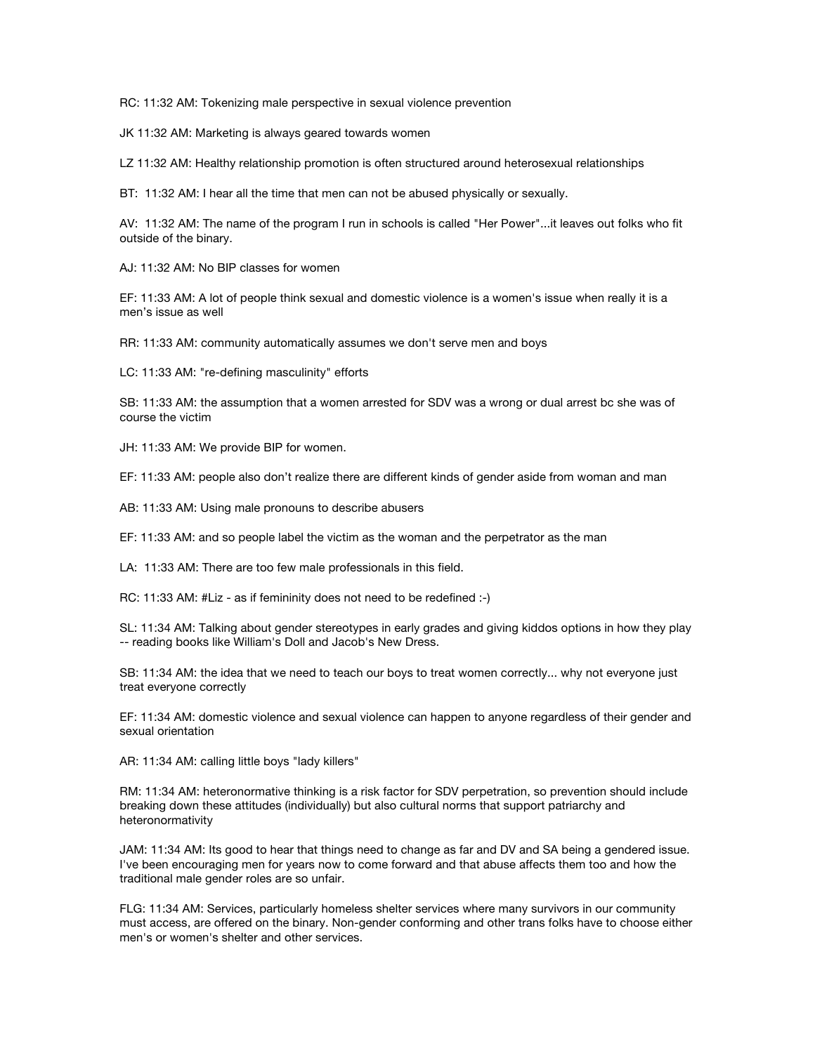RC: 11:32 AM: Tokenizing male perspective in sexual violence prevention

JK 11:32 AM: Marketing is always geared towards women

LZ 11:32 AM: Healthy relationship promotion is often structured around heterosexual relationships

BT: 11:32 AM: I hear all the time that men can not be abused physically or sexually.

AV: 11:32 AM: The name of the program I run in schools is called "Her Power"...it leaves out folks who fit outside of the binary.

AJ: 11:32 AM: No BIP classes for women

EF: 11:33 AM: A lot of people think sexual and domestic violence is a women's issue when really it is a men's issue as well

RR: 11:33 AM: community automatically assumes we don't serve men and boys

LC: 11:33 AM: "re-defining masculinity" efforts

SB: 11:33 AM: the assumption that a women arrested for SDV was a wrong or dual arrest bc she was of course the victim

JH: 11:33 AM: We provide BIP for women.

EF: 11:33 AM: people also don't realize there are different kinds of gender aside from woman and man

AB: 11:33 AM: Using male pronouns to describe abusers

EF: 11:33 AM: and so people label the victim as the woman and the perpetrator as the man

LA: 11:33 AM: There are too few male professionals in this field.

RC: 11:33 AM: #Liz - as if femininity does not need to be redefined :-)

SL: 11:34 AM: Talking about gender stereotypes in early grades and giving kiddos options in how they play -- reading books like William's Doll and Jacob's New Dress.

SB: 11:34 AM: the idea that we need to teach our boys to treat women correctly... why not everyone just treat everyone correctly

EF: 11:34 AM: domestic violence and sexual violence can happen to anyone regardless of their gender and sexual orientation

AR: 11:34 AM: calling little boys "lady killers"

RM: 11:34 AM: heteronormative thinking is a risk factor for SDV perpetration, so prevention should include breaking down these attitudes (individually) but also cultural norms that support patriarchy and heteronormativity

JAM: 11:34 AM: Its good to hear that things need to change as far and DV and SA being a gendered issue. I've been encouraging men for years now to come forward and that abuse affects them too and how the traditional male gender roles are so unfair.

FLG: 11:34 AM: Services, particularly homeless shelter services where many survivors in our community must access, are offered on the binary. Non-gender conforming and other trans folks have to choose either men's or women's shelter and other services.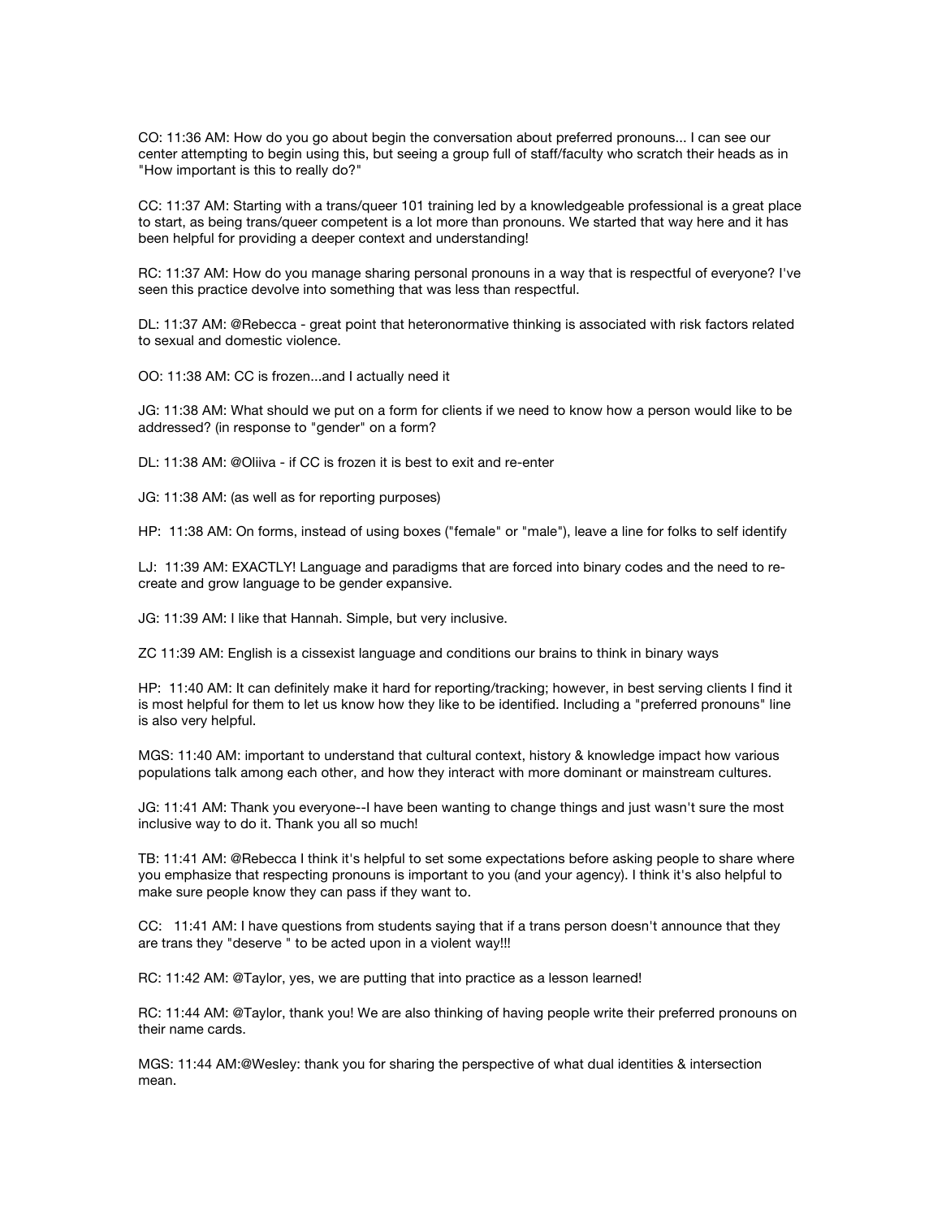CO: 11:36 AM: How do you go about begin the conversation about preferred pronouns... I can see our center attempting to begin using this, but seeing a group full of staff/faculty who scratch their heads as in "How important is this to really do?"

CC: 11:37 AM: Starting with a trans/queer 101 training led by a knowledgeable professional is a great place to start, as being trans/queer competent is a lot more than pronouns. We started that way here and it has been helpful for providing a deeper context and understanding!

RC: 11:37 AM: How do you manage sharing personal pronouns in a way that is respectful of everyone? I've seen this practice devolve into something that was less than respectful.

DL: 11:37 AM: @Rebecca - great point that heteronormative thinking is associated with risk factors related to sexual and domestic violence.

OO: 11:38 AM: CC is frozen...and I actually need it

JG: 11:38 AM: What should we put on a form for clients if we need to know how a person would like to be addressed? (in response to "gender" on a form?

DL: 11:38 AM: @Oliiva - if CC is frozen it is best to exit and re-enter

JG: 11:38 AM: (as well as for reporting purposes)

HP: 11:38 AM: On forms, instead of using boxes ("female" or "male"), leave a line for folks to self identify

LJ: 11:39 AM: EXACTLY! Language and paradigms that are forced into binary codes and the need to re-create and grow language to be gender expansive.

JG: 11:39 AM: I like that Hannah. Simple, but very inclusive.

ZC 11:39 AM: English is a cissexist language and conditions our brains to think in binary ways

HP: 11:40 AM: It can definitely make it hard for reporting/tracking; however, in best serving clients I find it is most helpful for them to let us know how they like to be identified. Including a "preferred pronouns" line is also very helpful.

MGS: 11:40 AM: important to understand that cultural context, history & knowledge impact how various populations talk among each other, and how they interact with more dominant or mainstream cultures.

JG: 11:41 AM: Thank you everyone--I have been wanting to change things and just wasn't sure the most inclusive way to do it. Thank you all so much!

TB: 11:41 AM: @Rebecca I think it's helpful to set some expectations before asking people to share where you emphasize that respecting pronouns is important to you (and your agency). I think it's also helpful to make sure people know they can pass if they want to.

CC: 11:41 AM: I have questions from students saying that if a trans person doesn't announce that they are trans they "deserve " to be acted upon in a violent way!!!

RC: 11:42 AM: @Taylor, yes, we are putting that into practice as a lesson learned!

RC: 11:44 AM: @Taylor, thank you! We are also thinking of having people write their preferred pronouns on their name cards.

MGS: 11:44 AM:@Wesley: thank you for sharing the perspective of what dual identities & intersection mean.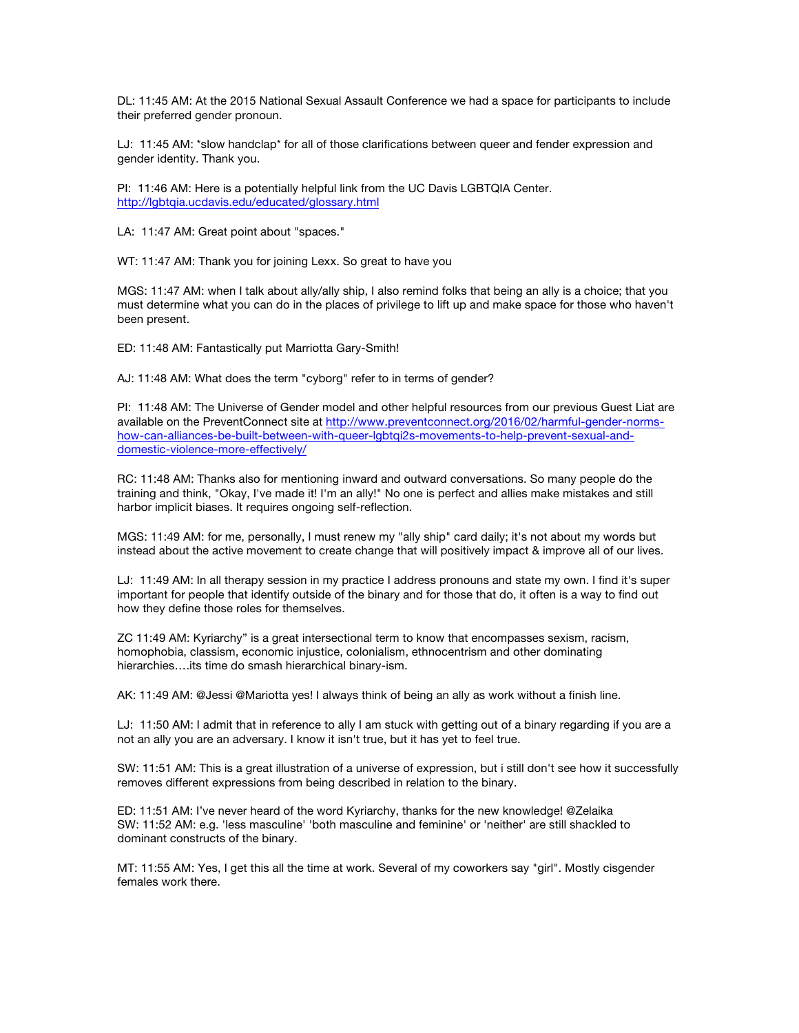DL: 11:45 AM: At the 2015 National Sexual Assault Conference we had a space for participants to include their preferred gender pronoun.

LJ: 11:45 AM: *slow handclap* for all of those clarifications between queer and fender expression and gender identity. Thank you.

PI: 11:46 AM: Here is a potentially helpful link from the UC Davis LGBTQIA Center. http://lgbtqia.ucdavis.edu/educated/glossary.html

LA: 11:47 AM: Great point about "spaces."

WT: 11:47 AM: Thank you for joining Lexx. So great to have you

MGS: 11:47 AM: when I talk about ally/ally ship, I also remind folks that being an ally is a choice; that you must determine what you can do in the places of privilege to lift up and make space for those who haven't been present.

ED: 11:48 AM: Fantastically put Marriotta Gary-Smith!

AJ: 11:48 AM: What does the term "cyborg" refer to in terms of gender?

PI: 11:48 AM: The Universe of Gender model and other helpful resources from our previous Guest Liat are available on the PreventConnect site at http://www.preventconnect.org/2016/02/harmful-gender-norms-how-can-alliances-be-built-between-with-queer-lgbtqi2s-movements-to-help-prevent-sexual-and-domestic-violence-more-effectively/

RC: 11:48 AM: Thanks also for mentioning inward and outward conversations. So many people do the training and think, "Okay, I've made it! I'm an ally!" No one is perfect and allies make mistakes and still harbor implicit biases. It requires ongoing self-reflection.

MGS: 11:49 AM: for me, personally, I must renew my "ally ship" card daily; it's not about my words but instead about the active movement to create change that will positively impact & improve all of our lives.

LJ: 11:49 AM: In all therapy session in my practice I address pronouns and state my own. I find it's super important for people that identify outside of the binary and for those that do, it often is a way to find out how they define those roles for themselves.

ZC 11:49 AM: Kyriarchy" is a great intersectional term to know that encompasses sexism, racism, homophobia, classism, economic injustice, colonialism, ethnocentrism and other dominating hierarchies….its time do smash hierarchical binary-ism.

AK: 11:49 AM: @Jessi @Mariotta yes! I always think of being an ally as work without a finish line.

LJ: 11:50 AM: I admit that in reference to ally I am stuck with getting out of a binary regarding if you are a not an ally you are an adversary. I know it isn't true, but it has yet to feel true.

SW: 11:51 AM: This is a great illustration of a universe of expression, but i still don't see how it successfully removes different expressions from being described in relation to the binary.

ED: 11:51 AM: I've never heard of the word Kyriarchy, thanks for the new knowledge! @Zelaika
SW: 11:52 AM: e.g. 'less masculine' 'both masculine and feminine' or 'neither' are still shackled to dominant constructs of the binary.

MT: 11:55 AM: Yes, I get this all the time at work. Several of my coworkers say "girl". Mostly cisgender females work there.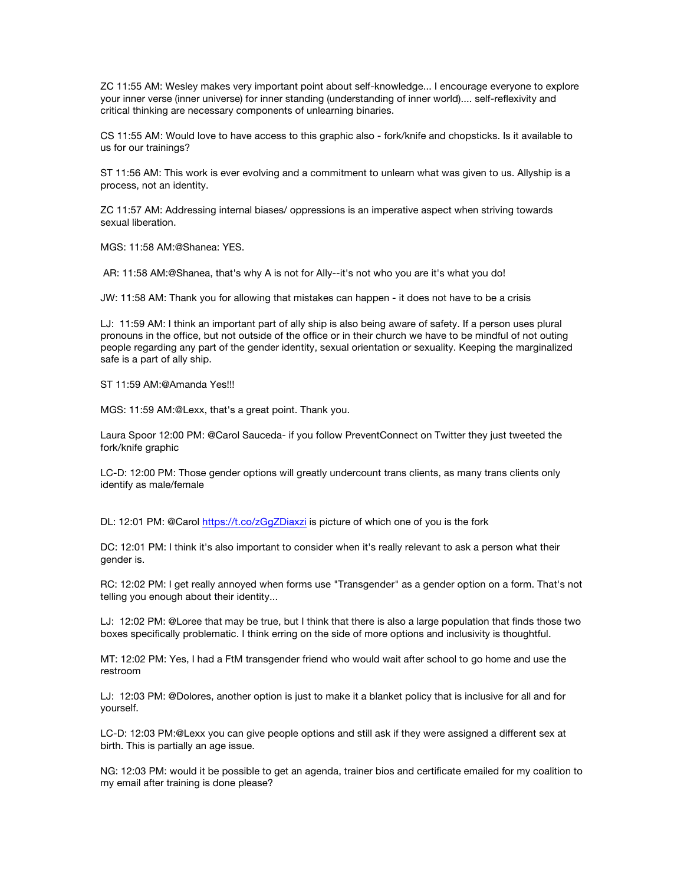ZC 11:55 AM: Wesley makes very important point about self-knowledge... I encourage everyone to explore your inner verse (inner universe) for inner standing (understanding of inner world).... self-reflexivity and critical thinking are necessary components of unlearning binaries.

CS 11:55 AM: Would love to have access to this graphic also - fork/knife and chopsticks. Is it available to us for our trainings?

ST 11:56 AM: This work is ever evolving and a commitment to unlearn what was given to us. Allyship is a process, not an identity.

ZC 11:57 AM: Addressing internal biases/ oppressions is an imperative aspect when striving towards sexual liberation.

MGS: 11:58 AM:@Shanea: YES.

AR: 11:58 AM:@Shanea, that's why A is not for Ally--it's not who you are it's what you do!

JW: 11:58 AM: Thank you for allowing that mistakes can happen - it does not have to be a crisis

LJ: 11:59 AM: I think an important part of ally ship is also being aware of safety. If a person uses plural pronouns in the office, but not outside of the office or in their church we have to be mindful of not outing people regarding any part of the gender identity, sexual orientation or sexuality. Keeping the marginalized safe is a part of ally ship.

ST 11:59 AM:@Amanda Yes!!!

MGS: 11:59 AM:@Lexx, that's a great point. Thank you.

Laura Spoor 12:00 PM: @Carol Sauceda- if you follow PreventConnect on Twitter they just tweeted the fork/knife graphic

LC-D: 12:00 PM: Those gender options will greatly undercount trans clients, as many trans clients only identify as male/female

DL: 12:01 PM: @Carol https://t.co/zGgZDiaxzi is picture of which one of you is the fork

DC: 12:01 PM: I think it's also important to consider when it's really relevant to ask a person what their gender is.

RC: 12:02 PM: I get really annoyed when forms use "Transgender" as a gender option on a form. That's not telling you enough about their identity...

LJ: 12:02 PM: @Loree that may be true, but I think that there is also a large population that finds those two boxes specifically problematic. I think erring on the side of more options and inclusivity is thoughtful.

MT: 12:02 PM: Yes, I had a FtM transgender friend who would wait after school to go home and use the restroom

LJ: 12:03 PM: @Dolores, another option is just to make it a blanket policy that is inclusive for all and for yourself.

LC-D: 12:03 PM:@Lexx you can give people options and still ask if they were assigned a different sex at birth. This is partially an age issue.

NG: 12:03 PM: would it be possible to get an agenda, trainer bios and certificate emailed for my coalition to my email after training is done please?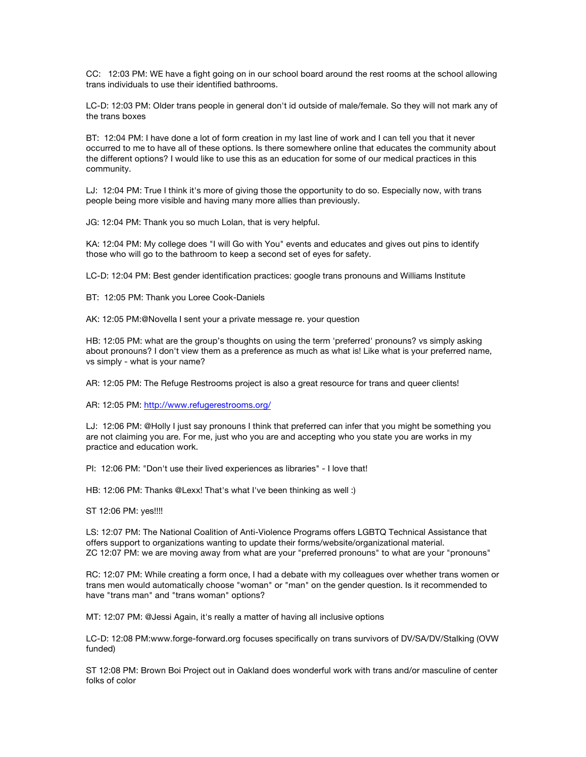CC: 12:03 PM: WE have a fight going on in our school board around the rest rooms at the school allowing trans individuals to use their identified bathrooms.

LC-D: 12:03 PM: Older trans people in general don't id outside of male/female. So they will not mark any of the trans boxes

BT: 12:04 PM: I have done a lot of form creation in my last line of work and I can tell you that it never occurred to me to have all of these options. Is there somewhere online that educates the community about the different options? I would like to use this as an education for some of our medical practices in this community.

LJ: 12:04 PM: True I think it's more of giving those the opportunity to do so. Especially now, with trans people being more visible and having many more allies than previously.

JG: 12:04 PM: Thank you so much Lolan, that is very helpful.

KA: 12:04 PM: My college does "I will Go with You" events and educates and gives out pins to identify those who will go to the bathroom to keep a second set of eyes for safety.

LC-D: 12:04 PM: Best gender identification practices: google trans pronouns and Williams Institute

BT: 12:05 PM: Thank you Loree Cook-Daniels

AK: 12:05 PM:@Novella I sent your a private message re. your question

HB: 12:05 PM: what are the group's thoughts on using the term 'preferred' pronouns? vs simply asking about pronouns? I don't view them as a preference as much as what is! Like what is your preferred name, vs simply - what is your name?

AR: 12:05 PM: The Refuge Restrooms project is also a great resource for trans and queer clients!

AR: 12:05 PM: http://www.refugerestrooms.org/

LJ: 12:06 PM: @Holly I just say pronouns I think that preferred can infer that you might be something you are not claiming you are. For me, just who you are and accepting who you state you are works in my practice and education work.

PI: 12:06 PM: "Don't use their lived experiences as libraries" - I love that!

HB: 12:06 PM: Thanks @Lexx! That's what I've been thinking as well :)

ST 12:06 PM: yes!!!!

LS: 12:07 PM: The National Coalition of Anti-Violence Programs offers LGBTQ Technical Assistance that offers support to organizations wanting to update their forms/website/organizational material.
ZC 12:07 PM: we are moving away from what are your "preferred pronouns" to what are your "pronouns"

RC: 12:07 PM: While creating a form once, I had a debate with my colleagues over whether trans women or trans men would automatically choose "woman" or "man" on the gender question. Is it recommended to have "trans man" and "trans woman" options?

MT: 12:07 PM: @Jessi Again, it's really a matter of having all inclusive options

LC-D: 12:08 PM:www.forge-forward.org focuses specifically on trans survivors of DV/SA/DV/Stalking (OVW funded)

ST 12:08 PM: Brown Boi Project out in Oakland does wonderful work with trans and/or masculine of center folks of color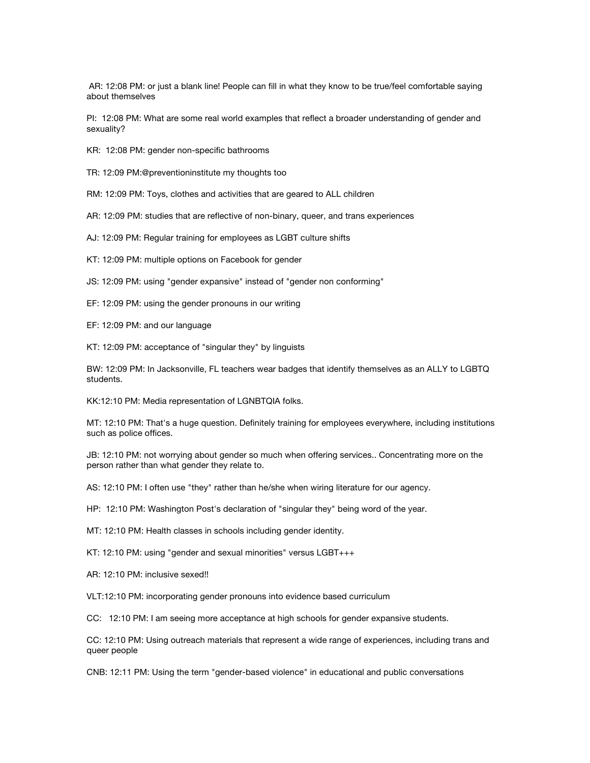AR: 12:08 PM: or just a blank line! People can fill in what they know to be true/feel comfortable saying about themselves

PI: 12:08 PM: What are some real world examples that reflect a broader understanding of gender and sexuality?

KR: 12:08 PM: gender non-specific bathrooms

TR: 12:09 PM:@preventioninstitute my thoughts too

RM: 12:09 PM: Toys, clothes and activities that are geared to ALL children

AR: 12:09 PM: studies that are reflective of non-binary, queer, and trans experiences

AJ: 12:09 PM: Regular training for employees as LGBT culture shifts

KT: 12:09 PM: multiple options on Facebook for gender

JS: 12:09 PM: using "gender expansive" instead of "gender non conforming"

EF: 12:09 PM: using the gender pronouns in our writing

EF: 12:09 PM: and our language

KT: 12:09 PM: acceptance of "singular they" by linguists

BW: 12:09 PM: In Jacksonville, FL teachers wear badges that identify themselves as an ALLY to LGBTQ students.

KK:12:10 PM: Media representation of LGNBTQIA folks.

MT: 12:10 PM: That's a huge question. Definitely training for employees everywhere, including institutions such as police offices.

JB: 12:10 PM: not worrying about gender so much when offering services.. Concentrating more on the person rather than what gender they relate to.

AS: 12:10 PM: I often use "they" rather than he/she when wiring literature for our agency.

HP: 12:10 PM: Washington Post's declaration of "singular they" being word of the year.

MT: 12:10 PM: Health classes in schools including gender identity.

KT: 12:10 PM: using "gender and sexual minorities" versus LGBT+++

AR: 12:10 PM: inclusive sexed!!

VLT:12:10 PM: incorporating gender pronouns into evidence based curriculum

CC: 12:10 PM: I am seeing more acceptance at high schools for gender expansive students.

CC: 12:10 PM: Using outreach materials that represent a wide range of experiences, including trans and queer people

CNB: 12:11 PM: Using the term "gender-based violence" in educational and public conversations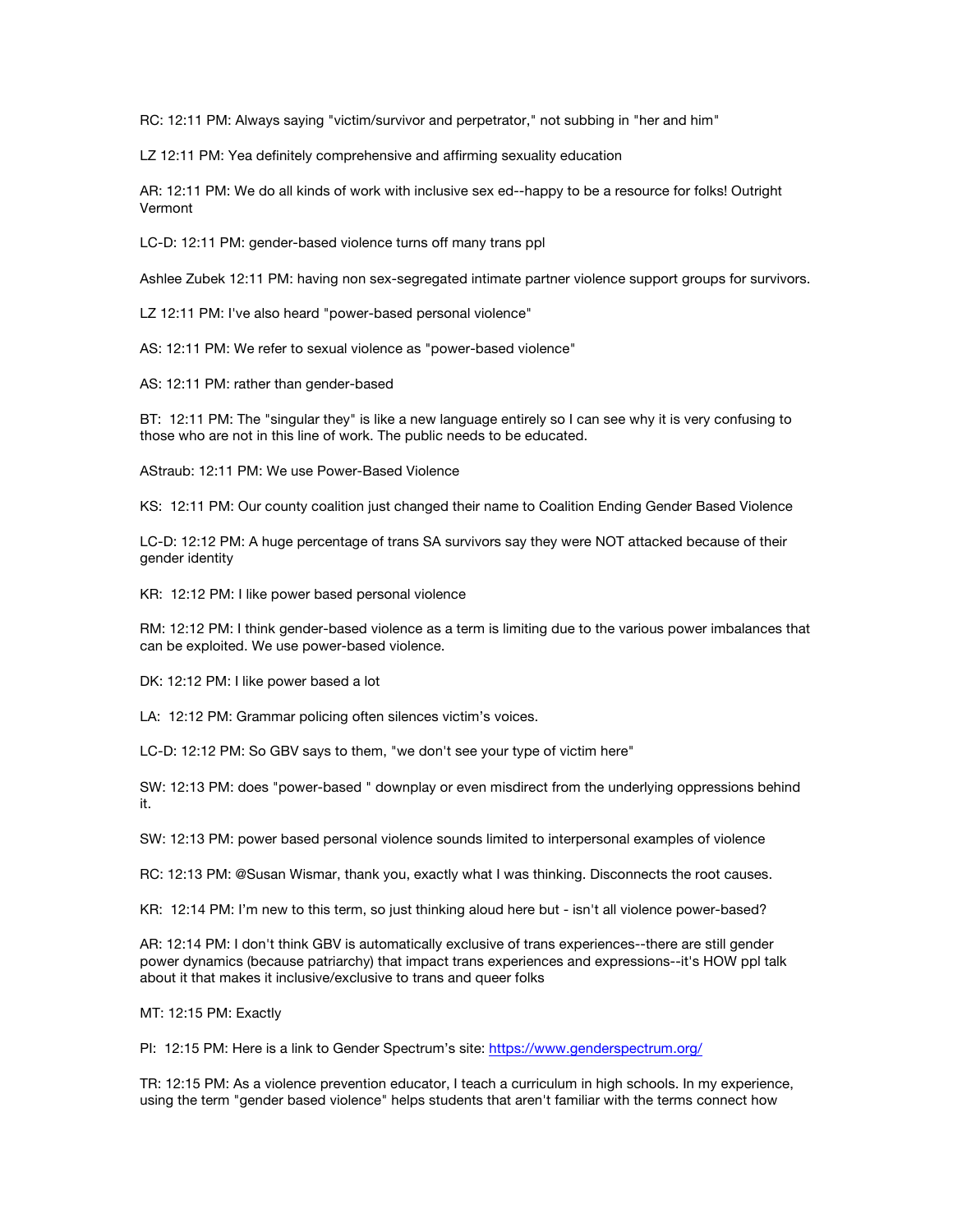RC: 12:11 PM: Always saying "victim/survivor and perpetrator," not subbing in "her and him"

LZ 12:11 PM: Yea definitely comprehensive and affirming sexuality education

AR: 12:11 PM: We do all kinds of work with inclusive sex ed--happy to be a resource for folks! Outright Vermont

LC-D: 12:11 PM: gender-based violence turns off many trans ppl

Ashlee Zubek 12:11 PM: having non sex-segregated intimate partner violence support groups for survivors.

LZ 12:11 PM: I've also heard "power-based personal violence"

AS: 12:11 PM: We refer to sexual violence as "power-based violence"

AS: 12:11 PM: rather than gender-based

BT: 12:11 PM: The "singular they" is like a new language entirely so I can see why it is very confusing to those who are not in this line of work. The public needs to be educated.

AStraub: 12:11 PM: We use Power-Based Violence

KS: 12:11 PM: Our county coalition just changed their name to Coalition Ending Gender Based Violence

LC-D: 12:12 PM: A huge percentage of trans SA survivors say they were NOT attacked because of their gender identity

KR: 12:12 PM: I like power based personal violence

RM: 12:12 PM: I think gender-based violence as a term is limiting due to the various power imbalances that can be exploited. We use power-based violence.

DK: 12:12 PM: I like power based a lot

LA: 12:12 PM: Grammar policing often silences victim's voices.

LC-D: 12:12 PM: So GBV says to them, "we don't see your type of victim here"

SW: 12:13 PM: does "power-based " downplay or even misdirect from the underlying oppressions behind it.

SW: 12:13 PM: power based personal violence sounds limited to interpersonal examples of violence

RC: 12:13 PM: @Susan Wismar, thank you, exactly what I was thinking. Disconnects the root causes.

KR: 12:14 PM: I'm new to this term, so just thinking aloud here but - isn't all violence power-based?

AR: 12:14 PM: I don't think GBV is automatically exclusive of trans experiences--there are still gender power dynamics (because patriarchy) that impact trans experiences and expressions--it's HOW ppl talk about it that makes it inclusive/exclusive to trans and queer folks

MT: 12:15 PM: Exactly

PI: 12:15 PM: Here is a link to Gender Spectrum's site: https://www.genderspectrum.org/

TR: 12:15 PM: As a violence prevention educator, I teach a curriculum in high schools. In my experience, using the term "gender based violence" helps students that aren't familiar with the terms connect how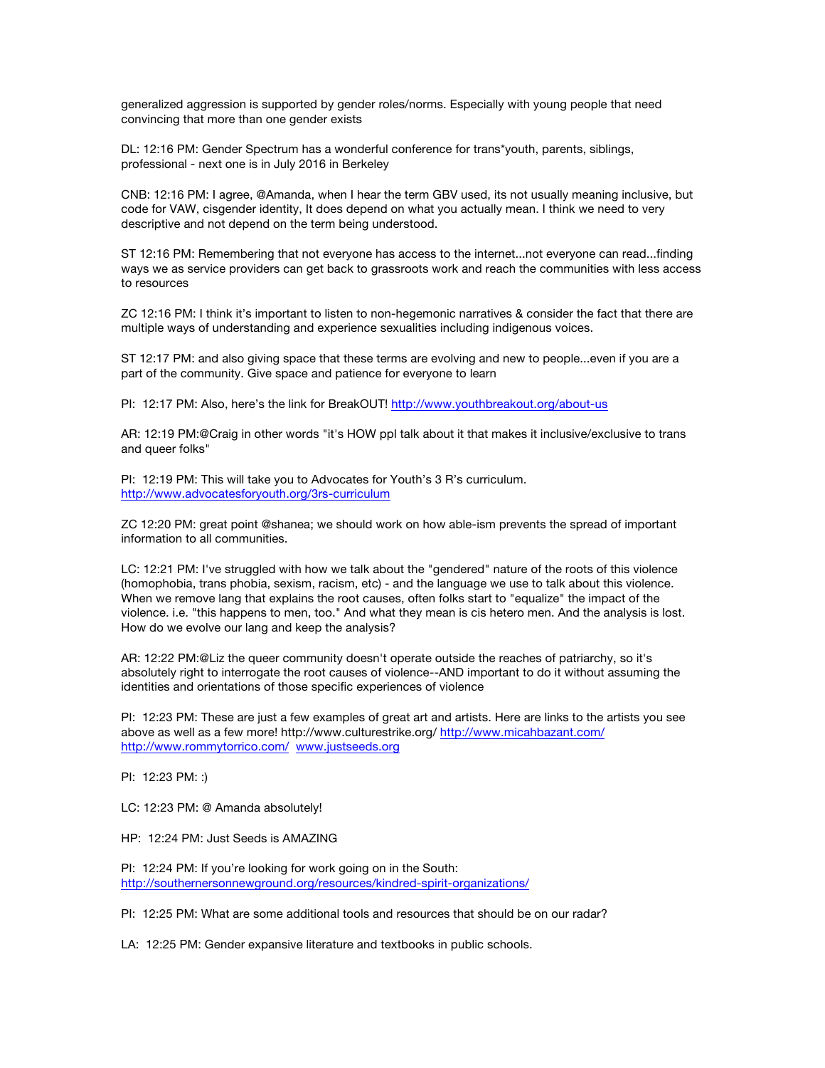generalized aggression is supported by gender roles/norms. Especially with young people that need convincing that more than one gender exists

DL: 12:16 PM: Gender Spectrum has a wonderful conference for trans*youth, parents, siblings, professional - next one is in July 2016 in Berkeley

CNB: 12:16 PM: I agree, @Amanda, when I hear the term GBV used, its not usually meaning inclusive, but code for VAW, cisgender identity, It does depend on what you actually mean. I think we need to very descriptive and not depend on the term being understood.

ST 12:16 PM: Remembering that not everyone has access to the internet...not everyone can read...finding ways we as service providers can get back to grassroots work and reach the communities with less access to resources

ZC 12:16 PM: I think it's important to listen to non-hegemonic narratives & consider the fact that there are multiple ways of understanding and experience sexualities including indigenous voices.

ST 12:17 PM: and also giving space that these terms are evolving and new to people...even if you are a part of the community. Give space and patience for everyone to learn

PI: 12:17 PM: Also, here's the link for BreakOUT! http://www.youthbreakout.org/about-us

AR: 12:19 PM:@Craig in other words "it's HOW ppl talk about it that makes it inclusive/exclusive to trans and queer folks"

PI: 12:19 PM: This will take you to Advocates for Youth's 3 R's curriculum. http://www.advocatesforyouth.org/3rs-curriculum

ZC 12:20 PM: great point @shanea; we should work on how able-ism prevents the spread of important information to all communities.

LC: 12:21 PM: I've struggled with how we talk about the "gendered" nature of the roots of this violence (homophobia, trans phobia, sexism, racism, etc) - and the language we use to talk about this violence. When we remove lang that explains the root causes, often folks start to "equalize" the impact of the violence. i.e. "this happens to men, too." And what they mean is cis hetero men. And the analysis is lost. How do we evolve our lang and keep the analysis?

AR: 12:22 PM:@Liz the queer community doesn't operate outside the reaches of patriarchy, so it's absolutely right to interrogate the root causes of violence--AND important to do it without assuming the identities and orientations of those specific experiences of violence

PI: 12:23 PM: These are just a few examples of great art and artists. Here are links to the artists you see above as well as a few more! http://www.culturestrike.org/ http://www.micahbazant.com/ http://www.rommytorrico.com/ www.justseeds.org

PI: 12:23 PM: :)

LC: 12:23 PM: @ Amanda absolutely!

HP: 12:24 PM: Just Seeds is AMAZING

PI: 12:24 PM: If you're looking for work going on in the South: http://southernersonnewground.org/resources/kindred-spirit-organizations/

PI: 12:25 PM: What are some additional tools and resources that should be on our radar?

LA: 12:25 PM: Gender expansive literature and textbooks in public schools.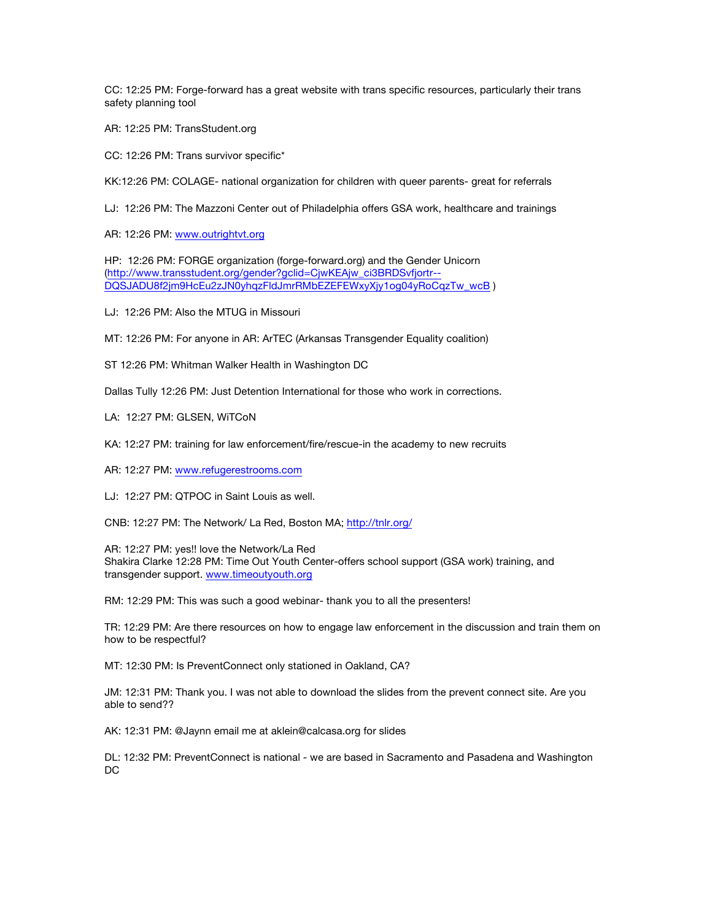CC: 12:25 PM: Forge-forward has a great website with trans specific resources, particularly their trans safety planning tool

AR: 12:25 PM: TransStudent.org

CC: 12:26 PM: Trans survivor specific*

KK:12:26 PM: COLAGE- national organization for children with queer parents- great for referrals

LJ: 12:26 PM: The Mazzoni Center out of Philadelphia offers GSA work, healthcare and trainings

AR: 12:26 PM: www.outrightvt.org

HP: 12:26 PM: FORGE organization (forge-forward.org) and the Gender Unicorn (http://www.transstudent.org/gender?gclid=CjwKEAjw_ci3BRDSvfjortr--DQSJADU8f2jm9HcEu2zJN0yhqzFldJmrRMbEZEFEWxyXjy1og04yRoCqzTw_wcB )

LJ: 12:26 PM: Also the MTUG in Missouri

MT: 12:26 PM: For anyone in AR: ArTEC (Arkansas Transgender Equality coalition)

ST 12:26 PM: Whitman Walker Health in Washington DC

Dallas Tully 12:26 PM: Just Detention International for those who work in corrections.

LA: 12:27 PM: GLSEN, WiTCoN

KA: 12:27 PM: training for law enforcement/fire/rescue-in the academy to new recruits

AR: 12:27 PM: www.refugerestrooms.com

LJ: 12:27 PM: QTPOC in Saint Louis as well.

CNB: 12:27 PM: The Network/ La Red, Boston MA; http://tnlr.org/

AR: 12:27 PM: yes!! love the Network/La Red
Shakira Clarke 12:28 PM: Time Out Youth Center-offers school support (GSA work) training, and transgender support. www.timeoutyouth.org

RM: 12:29 PM: This was such a good webinar- thank you to all the presenters!

TR: 12:29 PM: Are there resources on how to engage law enforcement in the discussion and train them on how to be respectful?

MT: 12:30 PM: Is PreventConnect only stationed in Oakland, CA?

JM: 12:31 PM: Thank you. I was not able to download the slides from the prevent connect site. Are you able to send??

AK: 12:31 PM: @Jaynn email me at aklein@calcasa.org for slides

DL: 12:32 PM: PreventConnect is national - we are based in Sacramento and Pasadena and Washington DC